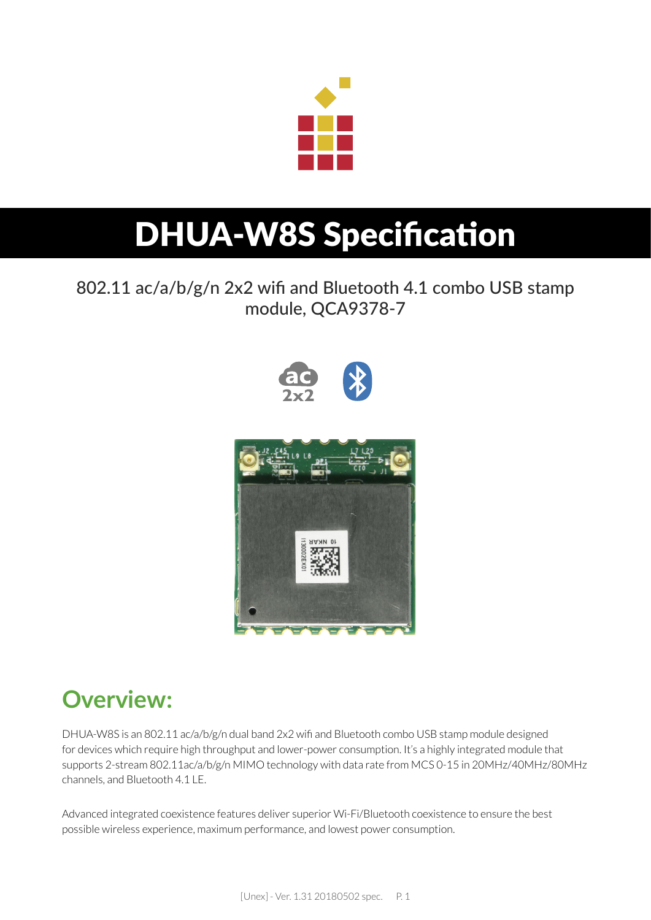# DHUA-W8S Specification

802.11 ac/a/b/g/n 2x2 wifi and Bluetooth 4.1 combo USB stamp module, QCA9378-7

## Overview:

DHUA-W8S is an 802.11 ac/a/b/g/n dual band 2x2 wifi and Bluetooth combo USB stamp module designed for devices which require high throughput and lower-power consumption. It's a highly integrated module that supports 2-stream 802.11ac/a/b/g/n MIMO technology with data rate from MCS 0-15 in 20MHz/40MHz/80MHz channels, and Bluetooth 4.1 LE.

Advanced integrated coexistence features deliver superior Wi-Fi/Bluetooth coexistence to ensure the best possible wireless experience, maximum performance, and lowest power consumption.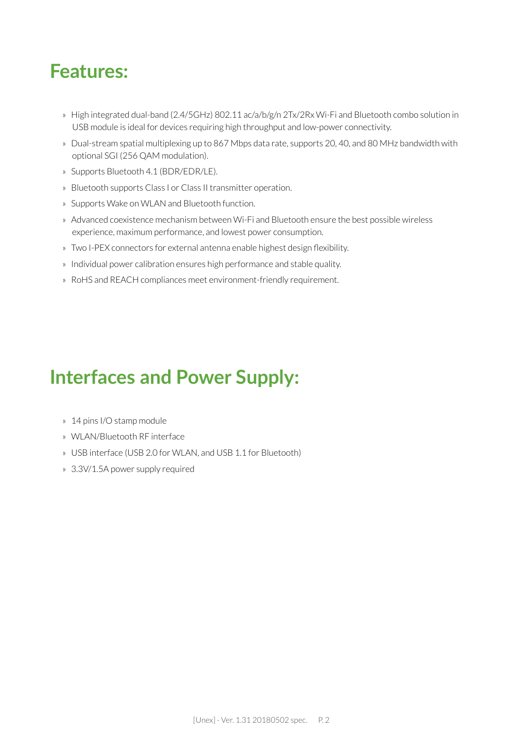# Features:

- High integrated dual-band (2.4/5GHz) 802.11 ac/a/b/g/n 2Tx/2Rx Wi-Fi and Bluetooth combo solution in USB module is ideal for devices requiring high throughput and low-power connectivity.
- Dual-stream spatial multiplexing up to 867 Mbps data rate, supports 20, 40, and 80 MHz bandwidth with optional SGI (256 QAM modulation).
- Supports Bluetooth 4.1 (BDR/EDR/LE).
- Bluetooth supports Class I or Class II transmitter operation.
- Supports Wake on WLAN and Bluetooth function.
- Advanced coexistence mechanism between Wi-Fi and Bluetooth ensure the best possible wireless experience, maximum performance, and lowest power consumption.
- Two I-PEX connectors for external antenna enable highest design flexibility.
- Individual power calibration ensures high performance and stable quality.
- RoHS and REACH compliances meet environment-friendly requirement.

# Interfaces and Power Supply:

- 14 pins I/O stamp module
- WLAN/Bluetooth RF interface
- USB interface (USB 2.0 for WLAN, and USB 1.1 for Bluetooth)
- 3.3V/1.5A power supply required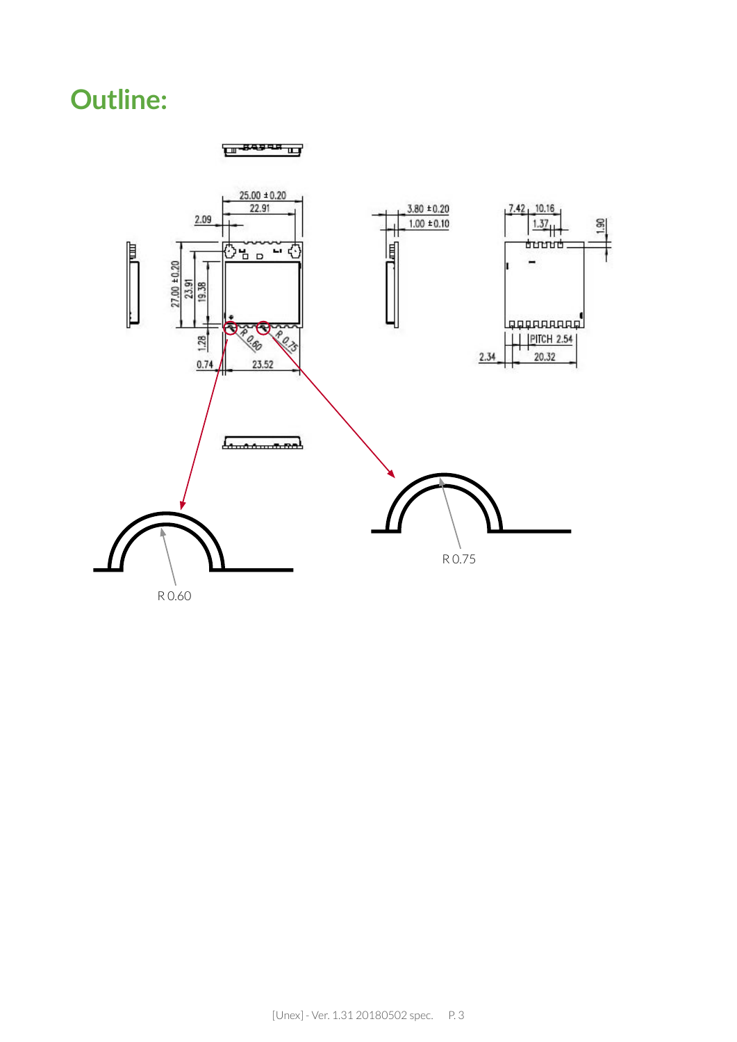# Outline:

25.00 ±0.20
22.91
2.09
27.00 ±0.20
23.91
19.38
1.28
0.74
23.52
R 0.60
R 0.75

3.80 ±0.20
1.00 ±0.10

7.42
10.16
1.37
1.90
PITCH 2.54
2.34
20.32

R 0.60

R 0.75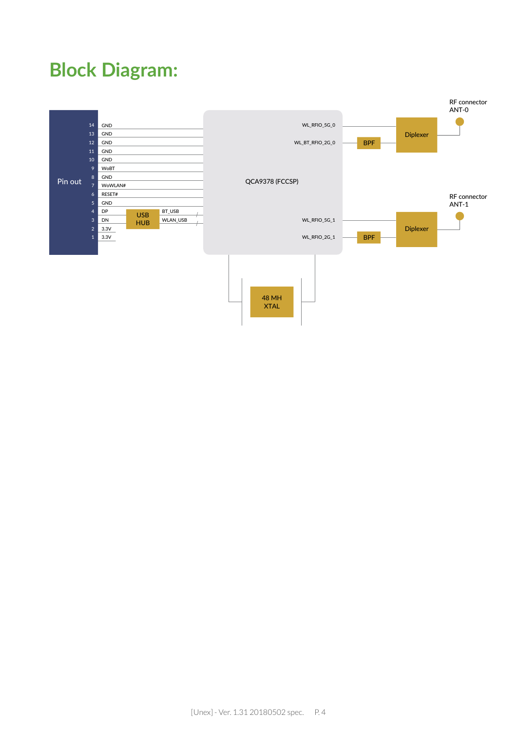# Block Diagram:

Pin out

14 GND
13 GND
12 GND
11 GND
10 GND
9 WoBT
8 GND
7 WoWLAN#
6 RESET#
5 GND
4 DP
3 DN
2 3.3V
1 3.3V

USB HUB

BT_USB

WLAN_USB

QCA9378 (FCCSP)

WL_RFIO_5G_0

WL_BT_RFIO_2G_0

WL_RFIO_5G_1

WL_RFIO_2G_1

BPF

BPF

Diplexer

Diplexer

RF connector ANT-0

RF connector ANT-1

48 MH XTAL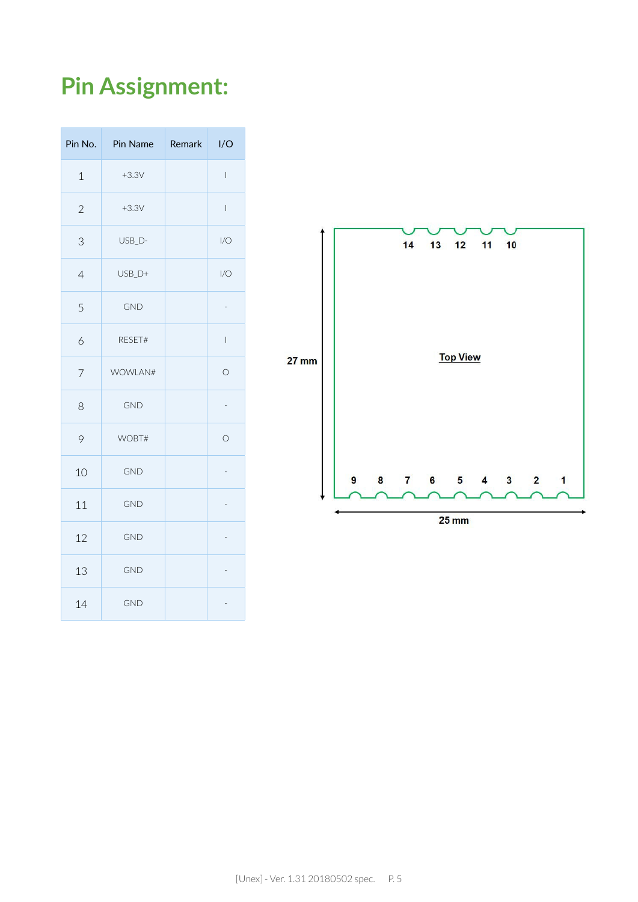# Pin Assignment:

| Pin No. | Pin Name | Remark | I/O |
|---|---|---|---|
| 1 | +3.3V | | I |
| 2 | +3.3V | | I |
| 3 | USB_D- | | I/O |
| 4 | USB_D+ | | I/O |
| 5 | GND | | - |
| 6 | RESET# | | I |
| 7 | WOWLAN# | | O |
| 8 | GND | | - |
| 9 | WOBT# | | O |
| 10 | GND | | - |
| 11 | GND | | - |
| 12 | GND | | - |
| 13 | GND | | - |
| 14 | GND | | - |

14 13 12 11 10

Top View

27 mm

9 8 7 6 5 4 3 2 1

25 mm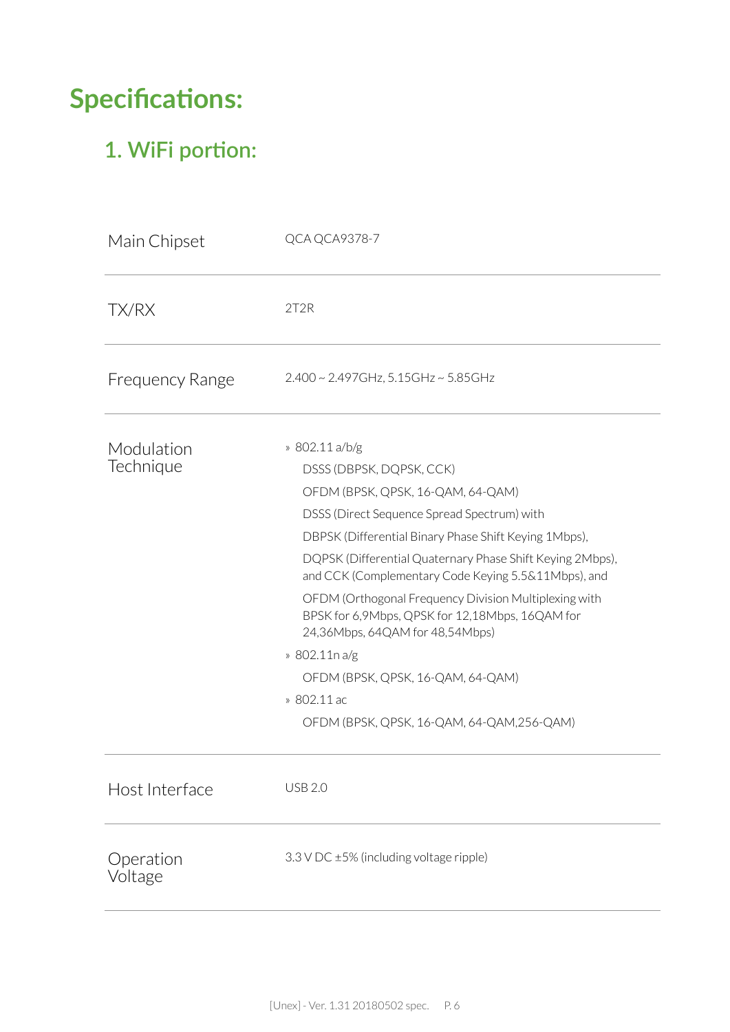# Specifications:

## 1. WiFi portion:

| | |
|---|---|
| Main Chipset | QCA QCA9378-7 |
| TX/RX | 2T2R |
| Frequency Range | 2.400 ~ 2.497GHz, 5.15GHz ~ 5.85GHz |
| Modulation Technique | » 802.11 a/b/g<br>DSSS (DBPSK, DQPSK, CCK)<br>OFDM (BPSK, QPSK, 16-QAM, 64-QAM)<br>DSSS (Direct Sequence Spread Spectrum) with<br>DBPSK (Differential Binary Phase Shift Keying 1Mbps),<br>DQPSK (Differential Quaternary Phase Shift Keying 2Mbps), and CCK (Complementary Code Keying 5.5&11Mbps), and<br>OFDM (Orthogonal Frequency Division Multiplexing with BPSK for 6,9Mbps, QPSK for 12,18Mbps, 16QAM for 24,36Mbps, 64QAM for 48,54Mbps)<br>» 802.11n a/g<br>OFDM (BPSK, QPSK, 16-QAM, 64-QAM)<br>» 802.11 ac<br>OFDM (BPSK, QPSK, 16-QAM, 64-QAM,256-QAM) |
| Host Interface | USB 2.0 |
| Operation Voltage | 3.3 V DC ±5% (including voltage ripple) |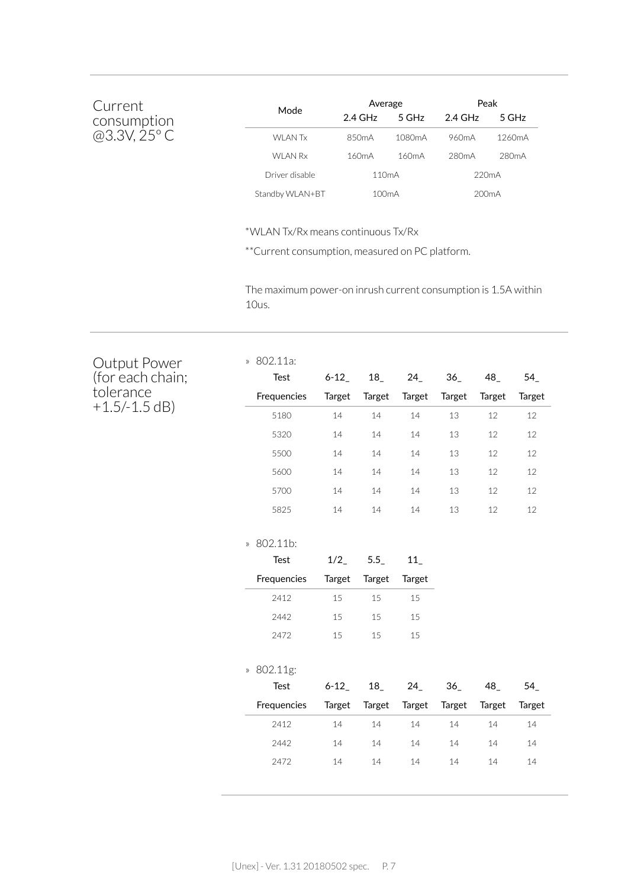## Current consumption @3.3V, 25° C

| Mode | Average | | Peak | |
|---|---|---|---|---|
| | 2.4 GHz | 5 GHz | 2.4 GHz | 5 GHz |
| WLAN Tx | 850mA | 1080mA | 960mA | 1260mA |
| WLAN Rx | 160mA | 160mA | 280mA | 280mA |
| Driver disable | 110mA | | 220mA | |
| Standby WLAN+BT | 100mA | | 200mA | |

*WLAN Tx/Rx means continuous Tx/Rx

**Current consumption, measured on PC platform.

The maximum power-on inrush current consumption is 1.5A within 10us.

## Output Power (for each chain; tolerance +1.5/-1.5 dB)

» 802.11a:

| Test Frequencies | 6-12_ Target | 18_ Target | 24_ Target | 36_ Target | 48_ Target | 54_ Target |
|---|---|---|---|---|---|---|
| 5180 | 14 | 14 | 14 | 13 | 12 | 12 |
| 5320 | 14 | 14 | 14 | 13 | 12 | 12 |
| 5500 | 14 | 14 | 14 | 13 | 12 | 12 |
| 5600 | 14 | 14 | 14 | 13 | 12 | 12 |
| 5700 | 14 | 14 | 14 | 13 | 12 | 12 |
| 5825 | 14 | 14 | 14 | 13 | 12 | 12 |

» 802.11b:

| Test Frequencies | 1/2_ Target | 5.5_ Target | 11_ Target |
|---|---|---|---|
| 2412 | 15 | 15 | 15 |
| 2442 | 15 | 15 | 15 |
| 2472 | 15 | 15 | 15 |

» 802.11g:

| Test Frequencies | 6-12_ Target | 18_ Target | 24_ Target | 36_ Target | 48_ Target | 54_ Target |
|---|---|---|---|---|---|---|
| 2412 | 14 | 14 | 14 | 14 | 14 | 14 |
| 2442 | 14 | 14 | 14 | 14 | 14 | 14 |
| 2472 | 14 | 14 | 14 | 14 | 14 | 14 |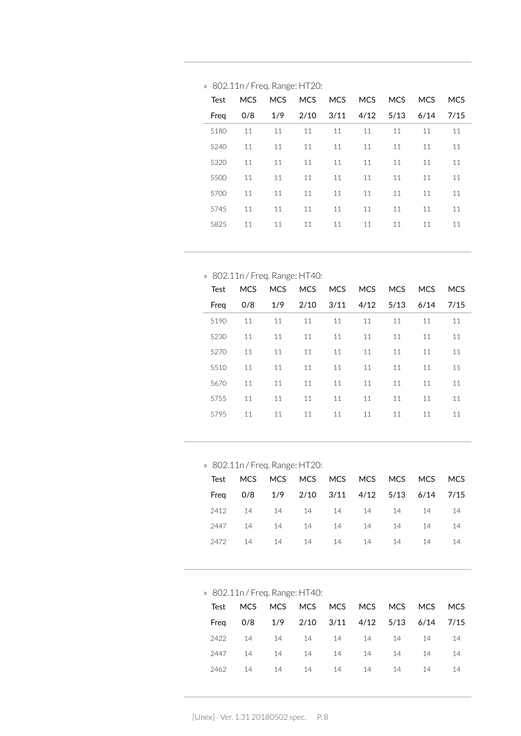» 802.11n / Freq. Range: HT20:

| Test Freq | MCS 0/8 | MCS 1/9 | MCS 2/10 | MCS 3/11 | MCS 4/12 | MCS 5/13 | MCS 6/14 | MCS 7/15 |
|---|---|---|---|---|---|---|---|---|
| 5180 | 11 | 11 | 11 | 11 | 11 | 11 | 11 | 11 |
| 5240 | 11 | 11 | 11 | 11 | 11 | 11 | 11 | 11 |
| 5320 | 11 | 11 | 11 | 11 | 11 | 11 | 11 | 11 |
| 5500 | 11 | 11 | 11 | 11 | 11 | 11 | 11 | 11 |
| 5700 | 11 | 11 | 11 | 11 | 11 | 11 | 11 | 11 |
| 5745 | 11 | 11 | 11 | 11 | 11 | 11 | 11 | 11 |
| 5825 | 11 | 11 | 11 | 11 | 11 | 11 | 11 | 11 |

» 802.11n / Freq. Range: HT40:

| Test Freq | MCS 0/8 | MCS 1/9 | MCS 2/10 | MCS 3/11 | MCS 4/12 | MCS 5/13 | MCS 6/14 | MCS 7/15 |
|---|---|---|---|---|---|---|---|---|
| 5190 | 11 | 11 | 11 | 11 | 11 | 11 | 11 | 11 |
| 5230 | 11 | 11 | 11 | 11 | 11 | 11 | 11 | 11 |
| 5270 | 11 | 11 | 11 | 11 | 11 | 11 | 11 | 11 |
| 5510 | 11 | 11 | 11 | 11 | 11 | 11 | 11 | 11 |
| 5670 | 11 | 11 | 11 | 11 | 11 | 11 | 11 | 11 |
| 5755 | 11 | 11 | 11 | 11 | 11 | 11 | 11 | 11 |
| 5795 | 11 | 11 | 11 | 11 | 11 | 11 | 11 | 11 |

» 802.11n / Freq. Range: HT20:

| Test Freq | MCS 0/8 | MCS 1/9 | MCS 2/10 | MCS 3/11 | MCS 4/12 | MCS 5/13 | MCS 6/14 | MCS 7/15 |
|---|---|---|---|---|---|---|---|---|
| 2412 | 14 | 14 | 14 | 14 | 14 | 14 | 14 | 14 |
| 2447 | 14 | 14 | 14 | 14 | 14 | 14 | 14 | 14 |
| 2472 | 14 | 14 | 14 | 14 | 14 | 14 | 14 | 14 |

» 802.11n / Freq. Range: HT40:

| Test Freq | MCS 0/8 | MCS 1/9 | MCS 2/10 | MCS 3/11 | MCS 4/12 | MCS 5/13 | MCS 6/14 | MCS 7/15 |
|---|---|---|---|---|---|---|---|---|
| 2422 | 14 | 14 | 14 | 14 | 14 | 14 | 14 | 14 |
| 2447 | 14 | 14 | 14 | 14 | 14 | 14 | 14 | 14 |
| 2462 | 14 | 14 | 14 | 14 | 14 | 14 | 14 | 14 |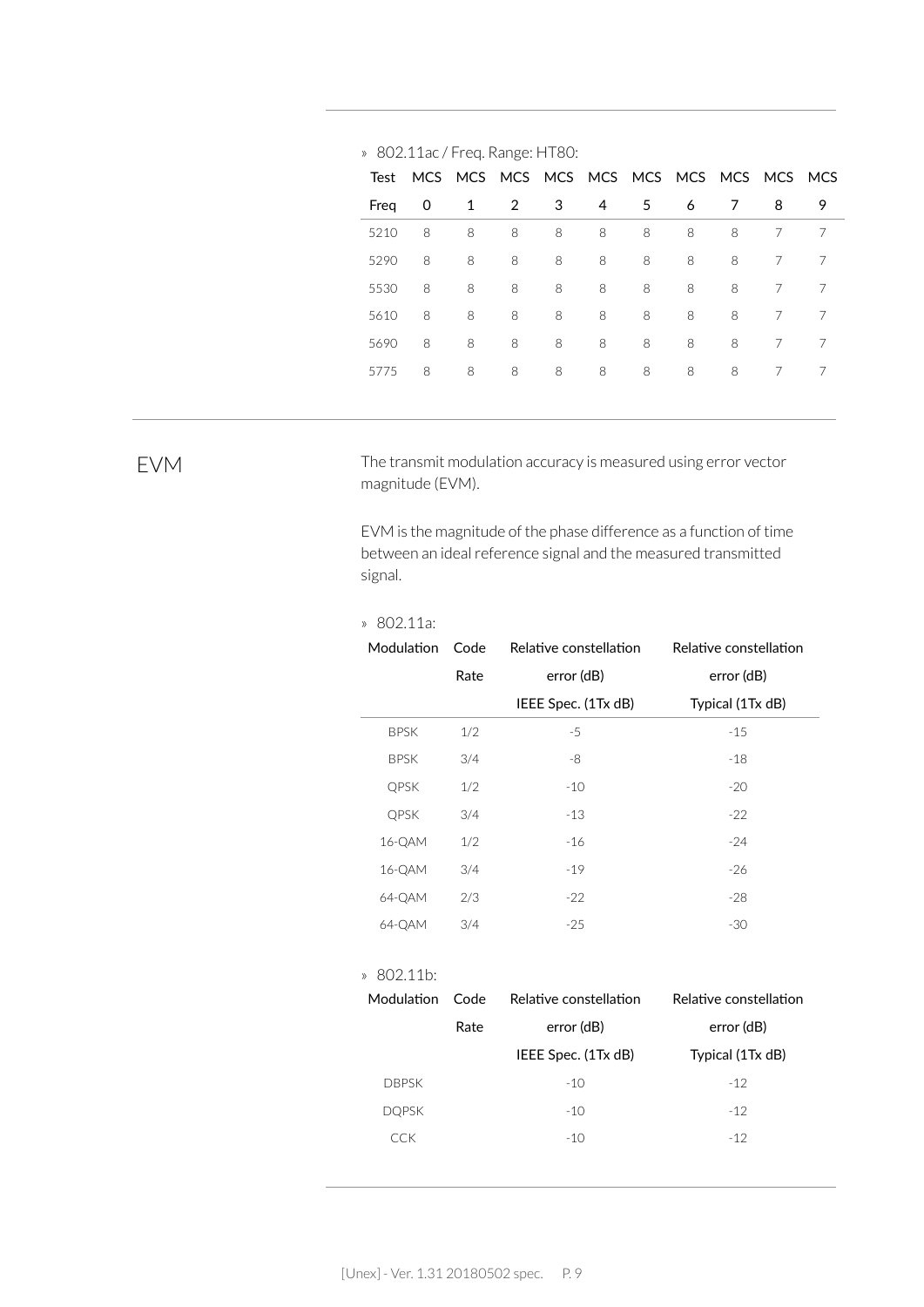» 802.11ac / Freq. Range: HT80:

| Test Freq | MCS 0 | MCS 1 | MCS 2 | MCS 3 | MCS 4 | MCS 5 | MCS 6 | MCS 7 | MCS 8 | MCS 9 |
|---|---|---|---|---|---|---|---|---|---|---|
| 5210 | 8 | 8 | 8 | 8 | 8 | 8 | 8 | 8 | 7 | 7 |
| 5290 | 8 | 8 | 8 | 8 | 8 | 8 | 8 | 8 | 7 | 7 |
| 5530 | 8 | 8 | 8 | 8 | 8 | 8 | 8 | 8 | 7 | 7 |
| 5610 | 8 | 8 | 8 | 8 | 8 | 8 | 8 | 8 | 7 | 7 |
| 5690 | 8 | 8 | 8 | 8 | 8 | 8 | 8 | 8 | 7 | 7 |
| 5775 | 8 | 8 | 8 | 8 | 8 | 8 | 8 | 8 | 7 | 7 |

## EVM

The transmit modulation accuracy is measured using error vector magnitude (EVM).

EVM is the magnitude of the phase difference as a function of time between an ideal reference signal and the measured transmitted signal.

» 802.11a:

| Modulation | Code Rate | Relative constellation error (dB) IEEE Spec. (1Tx dB) | Relative constellation error (dB) Typical (1Tx dB) |
|---|---|---|---|
| BPSK | 1/2 | -5 | -15 |
| BPSK | 3/4 | -8 | -18 |
| QPSK | 1/2 | -10 | -20 |
| QPSK | 3/4 | -13 | -22 |
| 16-QAM | 1/2 | -16 | -24 |
| 16-QAM | 3/4 | -19 | -26 |
| 64-QAM | 2/3 | -22 | -28 |
| 64-QAM | 3/4 | -25 | -30 |

» 802.11b:

| Modulation | Code Rate | Relative constellation error (dB) IEEE Spec. (1Tx dB) | Relative constellation error (dB) Typical (1Tx dB) |
|---|---|---|---|
| DBPSK | | -10 | -12 |
| DQPSK | | -10 | -12 |
| CCK | | -10 | -12 |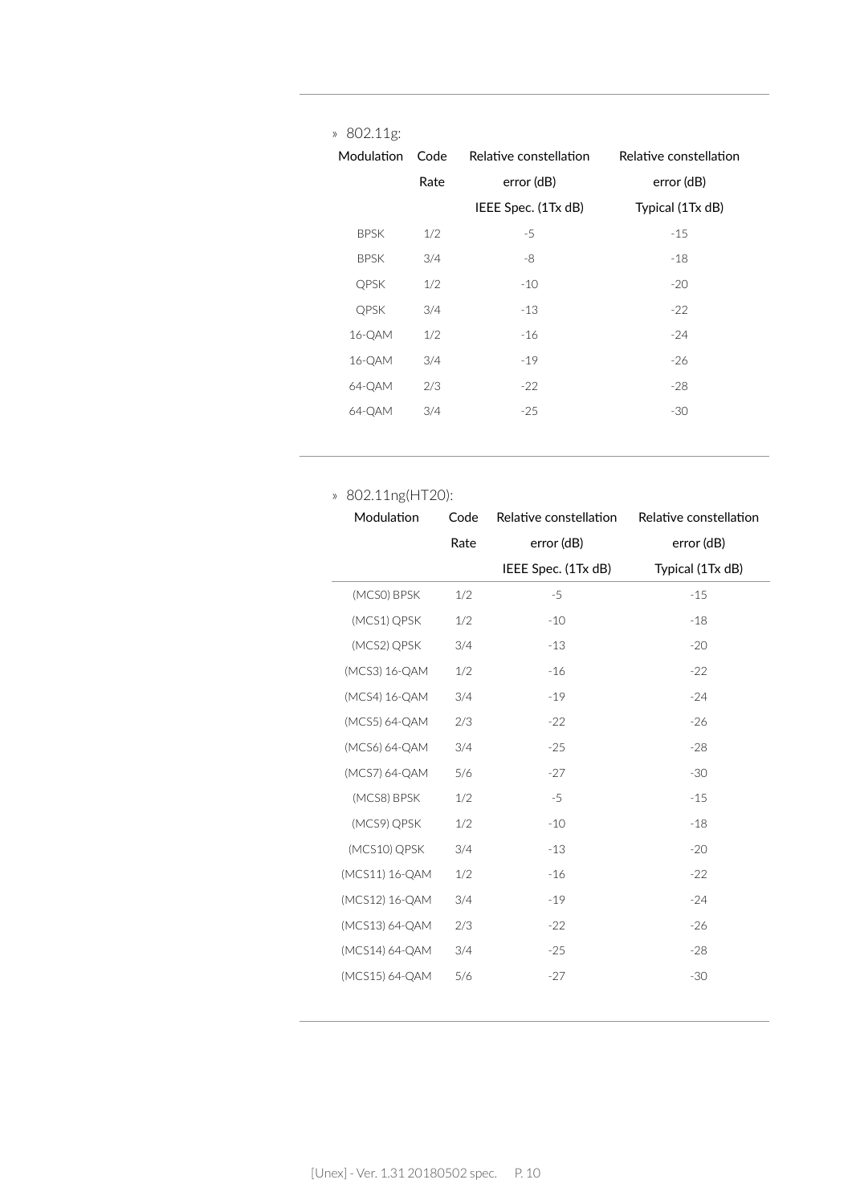» 802.11g:

| Modulation | Code Rate | Relative constellation error (dB) IEEE Spec. (1Tx dB) | Relative constellation error (dB) Typical (1Tx dB) |
|---|---|---|---|
| BPSK | 1/2 | -5 | -15 |
| BPSK | 3/4 | -8 | -18 |
| QPSK | 1/2 | -10 | -20 |
| QPSK | 3/4 | -13 | -22 |
| 16-QAM | 1/2 | -16 | -24 |
| 16-QAM | 3/4 | -19 | -26 |
| 64-QAM | 2/3 | -22 | -28 |
| 64-QAM | 3/4 | -25 | -30 |

» 802.11ng(HT20):

| Modulation | Code Rate | Relative constellation error (dB) IEEE Spec. (1Tx dB) | Relative constellation error (dB) Typical (1Tx dB) |
|---|---|---|---|
| (MCS0) BPSK | 1/2 | -5 | -15 |
| (MCS1) QPSK | 1/2 | -10 | -18 |
| (MCS2) QPSK | 3/4 | -13 | -20 |
| (MCS3) 16-QAM | 1/2 | -16 | -22 |
| (MCS4) 16-QAM | 3/4 | -19 | -24 |
| (MCS5) 64-QAM | 2/3 | -22 | -26 |
| (MCS6) 64-QAM | 3/4 | -25 | -28 |
| (MCS7) 64-QAM | 5/6 | -27 | -30 |
| (MCS8) BPSK | 1/2 | -5 | -15 |
| (MCS9) QPSK | 1/2 | -10 | -18 |
| (MCS10) QPSK | 3/4 | -13 | -20 |
| (MCS11) 16-QAM | 1/2 | -16 | -22 |
| (MCS12) 16-QAM | 3/4 | -19 | -24 |
| (MCS13) 64-QAM | 2/3 | -22 | -26 |
| (MCS14) 64-QAM | 3/4 | -25 | -28 |
| (MCS15) 64-QAM | 5/6 | -27 | -30 |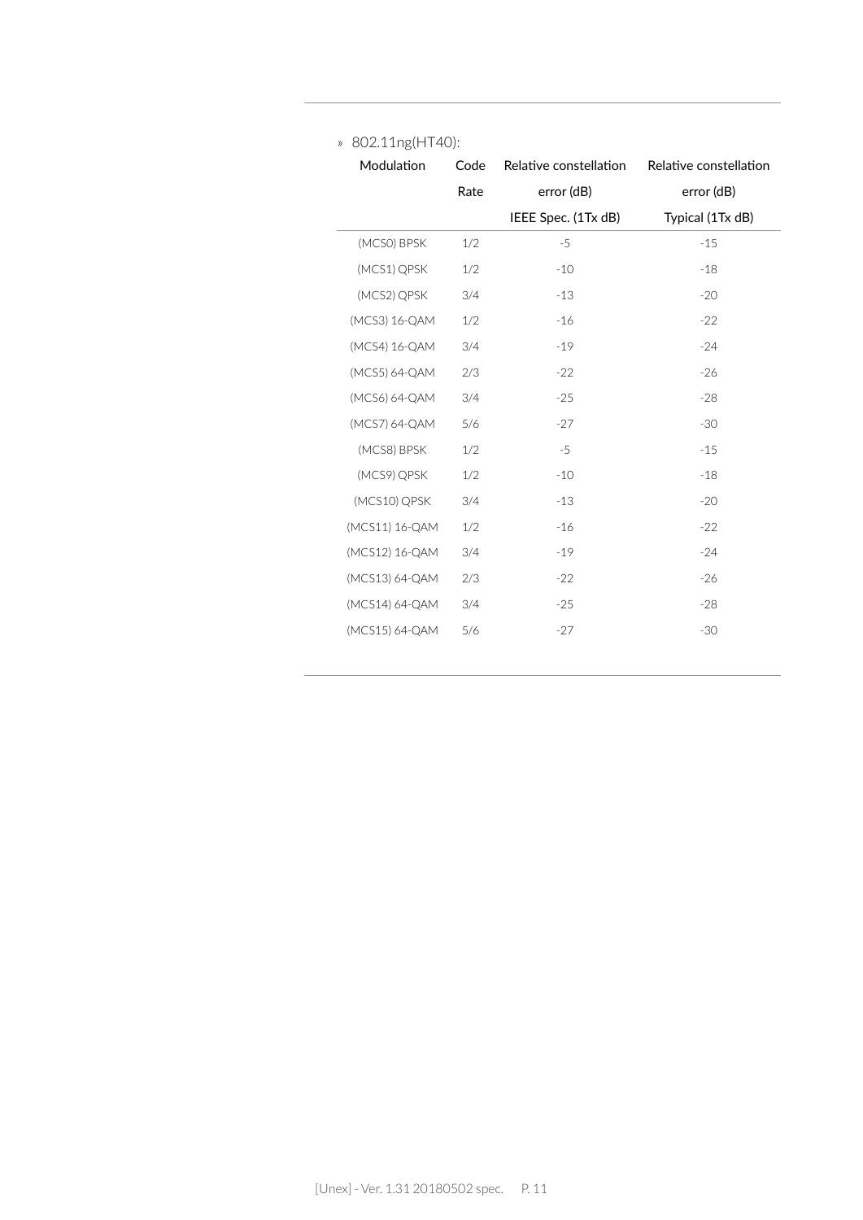» 802.11ng(HT40):

| Modulation | Code Rate | Relative constellation error (dB) IEEE Spec. (1Tx dB) | Relative constellation error (dB) Typical (1Tx dB) |
|---|---|---|---|
| (MCS0) BPSK | 1/2 | -5 | -15 |
| (MCS1) QPSK | 1/2 | -10 | -18 |
| (MCS2) QPSK | 3/4 | -13 | -20 |
| (MCS3) 16-QAM | 1/2 | -16 | -22 |
| (MCS4) 16-QAM | 3/4 | -19 | -24 |
| (MCS5) 64-QAM | 2/3 | -22 | -26 |
| (MCS6) 64-QAM | 3/4 | -25 | -28 |
| (MCS7) 64-QAM | 5/6 | -27 | -30 |
| (MCS8) BPSK | 1/2 | -5 | -15 |
| (MCS9) QPSK | 1/2 | -10 | -18 |
| (MCS10) QPSK | 3/4 | -13 | -20 |
| (MCS11) 16-QAM | 1/2 | -16 | -22 |
| (MCS12) 16-QAM | 3/4 | -19 | -24 |
| (MCS13) 64-QAM | 2/3 | -22 | -26 |
| (MCS14) 64-QAM | 3/4 | -25 | -28 |
| (MCS15) 64-QAM | 5/6 | -27 | -30 |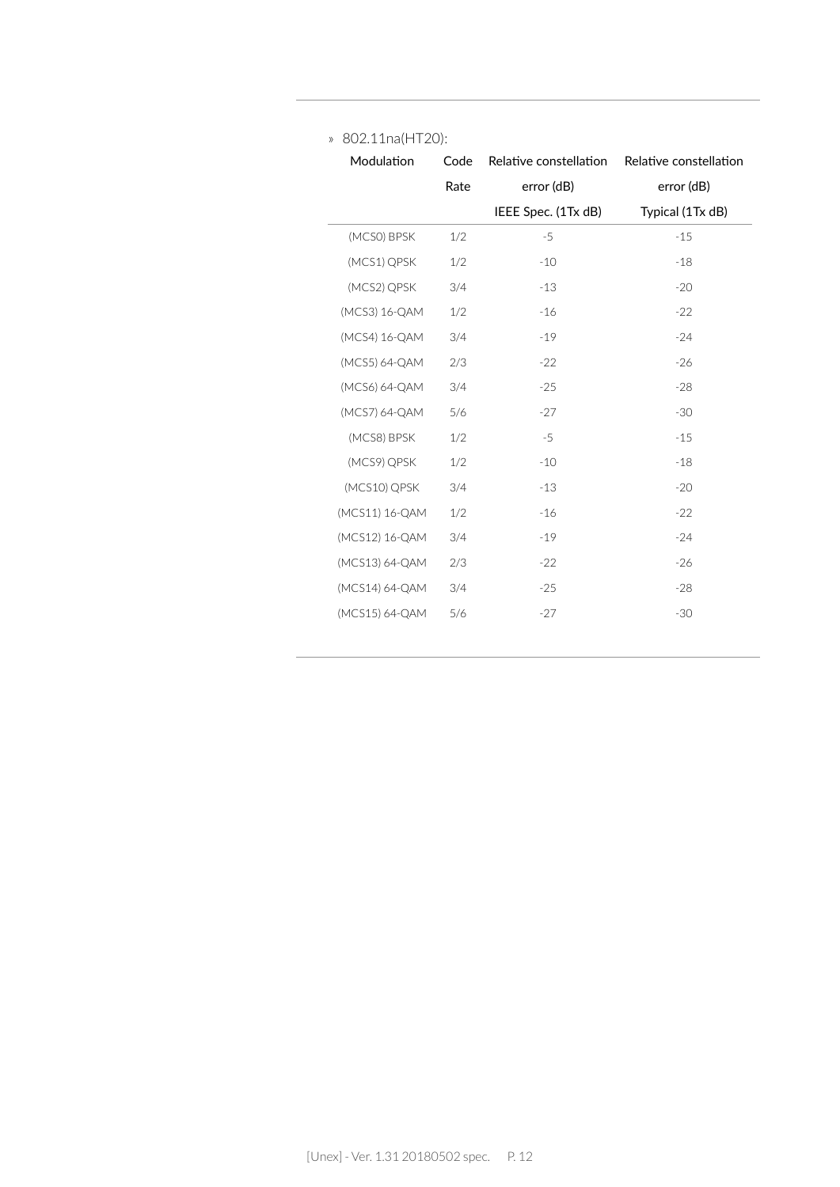» 802.11na(HT20):

| Modulation | Code Rate | Relative constellation error (dB) IEEE Spec. (1Tx dB) | Relative constellation error (dB) Typical (1Tx dB) |
|---|---|---|---|
| (MCS0) BPSK | 1/2 | -5 | -15 |
| (MCS1) QPSK | 1/2 | -10 | -18 |
| (MCS2) QPSK | 3/4 | -13 | -20 |
| (MCS3) 16-QAM | 1/2 | -16 | -22 |
| (MCS4) 16-QAM | 3/4 | -19 | -24 |
| (MCS5) 64-QAM | 2/3 | -22 | -26 |
| (MCS6) 64-QAM | 3/4 | -25 | -28 |
| (MCS7) 64-QAM | 5/6 | -27 | -30 |
| (MCS8) BPSK | 1/2 | -5 | -15 |
| (MCS9) QPSK | 1/2 | -10 | -18 |
| (MCS10) QPSK | 3/4 | -13 | -20 |
| (MCS11) 16-QAM | 1/2 | -16 | -22 |
| (MCS12) 16-QAM | 3/4 | -19 | -24 |
| (MCS13) 64-QAM | 2/3 | -22 | -26 |
| (MCS14) 64-QAM | 3/4 | -25 | -28 |
| (MCS15) 64-QAM | 5/6 | -27 | -30 |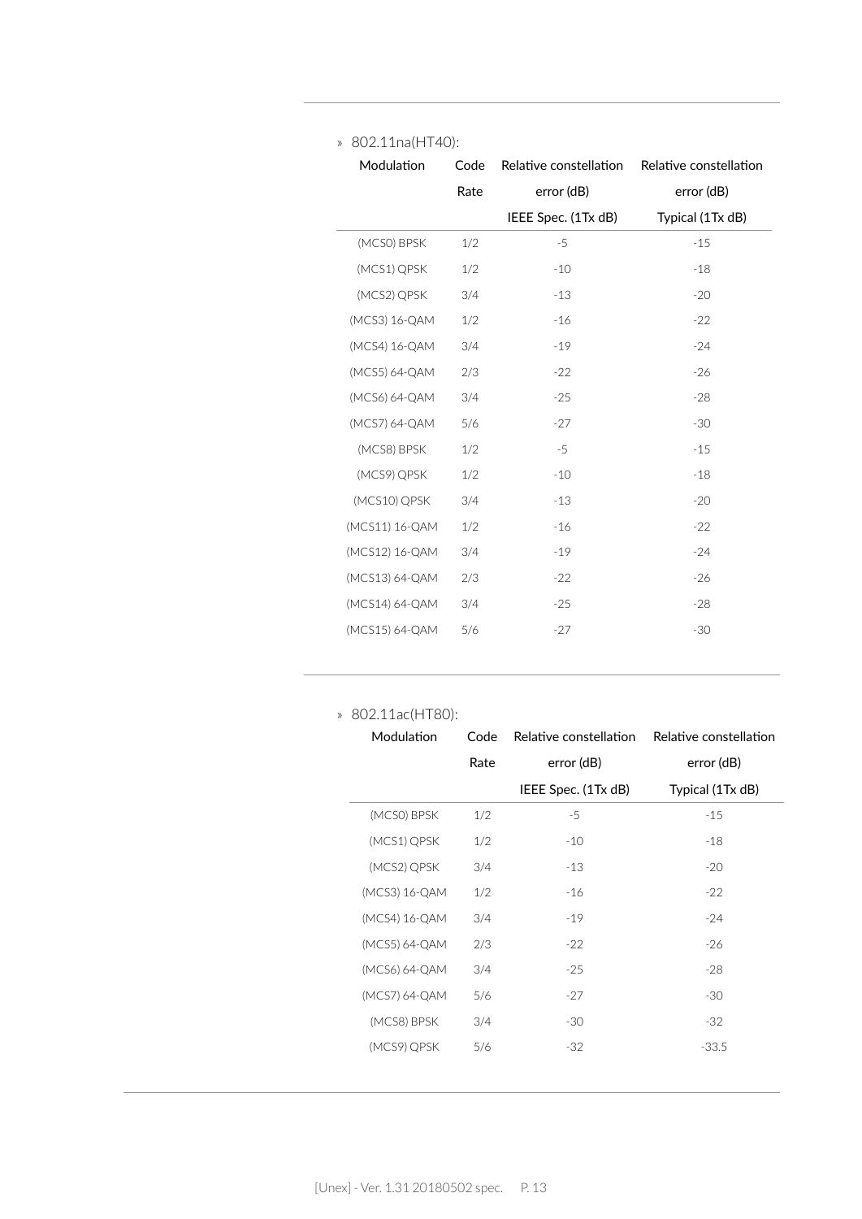» 802.11na(HT40):

| Modulation | Code Rate | Relative constellation error (dB) IEEE Spec. (1Tx dB) | Relative constellation error (dB) Typical (1Tx dB) |
|---|---|---|---|
| (MCS0) BPSK | 1/2 | -5 | -15 |
| (MCS1) QPSK | 1/2 | -10 | -18 |
| (MCS2) QPSK | 3/4 | -13 | -20 |
| (MCS3) 16-QAM | 1/2 | -16 | -22 |
| (MCS4) 16-QAM | 3/4 | -19 | -24 |
| (MCS5) 64-QAM | 2/3 | -22 | -26 |
| (MCS6) 64-QAM | 3/4 | -25 | -28 |
| (MCS7) 64-QAM | 5/6 | -27 | -30 |
| (MCS8) BPSK | 1/2 | -5 | -15 |
| (MCS9) QPSK | 1/2 | -10 | -18 |
| (MCS10) QPSK | 3/4 | -13 | -20 |
| (MCS11) 16-QAM | 1/2 | -16 | -22 |
| (MCS12) 16-QAM | 3/4 | -19 | -24 |
| (MCS13) 64-QAM | 2/3 | -22 | -26 |
| (MCS14) 64-QAM | 3/4 | -25 | -28 |
| (MCS15) 64-QAM | 5/6 | -27 | -30 |

» 802.11ac(HT80):

| Modulation | Code Rate | Relative constellation error (dB) IEEE Spec. (1Tx dB) | Relative constellation error (dB) Typical (1Tx dB) |
|---|---|---|---|
| (MCS0) BPSK | 1/2 | -5 | -15 |
| (MCS1) QPSK | 1/2 | -10 | -18 |
| (MCS2) QPSK | 3/4 | -13 | -20 |
| (MCS3) 16-QAM | 1/2 | -16 | -22 |
| (MCS4) 16-QAM | 3/4 | -19 | -24 |
| (MCS5) 64-QAM | 2/3 | -22 | -26 |
| (MCS6) 64-QAM | 3/4 | -25 | -28 |
| (MCS7) 64-QAM | 5/6 | -27 | -30 |
| (MCS8) BPSK | 3/4 | -30 | -32 |
| (MCS9) QPSK | 5/6 | -32 | -33.5 |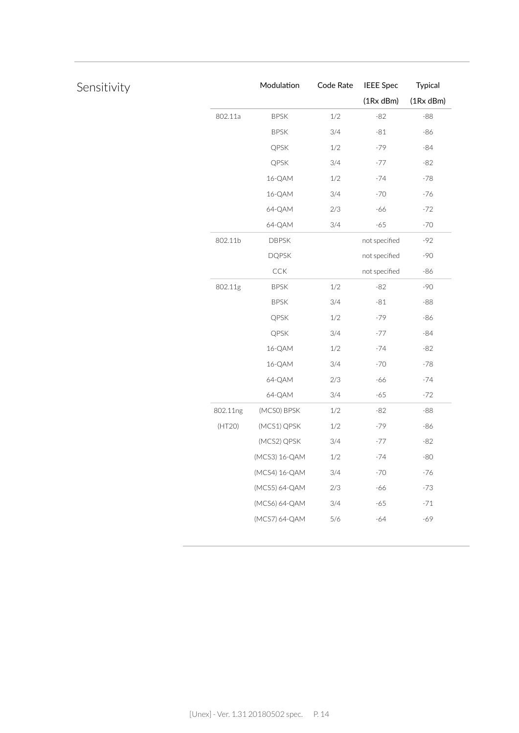## Sensitivity

| | Modulation | Code Rate | IEEE Spec (1Rx dBm) | Typical (1Rx dBm) |
|---|---|---|---|---|
| 802.11a | BPSK | 1/2 | -82 | -88 |
| | BPSK | 3/4 | -81 | -86 |
| | QPSK | 1/2 | -79 | -84 |
| | QPSK | 3/4 | -77 | -82 |
| | 16-QAM | 1/2 | -74 | -78 |
| | 16-QAM | 3/4 | -70 | -76 |
| | 64-QAM | 2/3 | -66 | -72 |
| | 64-QAM | 3/4 | -65 | -70 |
| 802.11b | DBPSK | | not specified | -92 |
| | DQPSK | | not specified | -90 |
| | CCK | | not specified | -86 |
| 802.11g | BPSK | 1/2 | -82 | -90 |
| | BPSK | 3/4 | -81 | -88 |
| | QPSK | 1/2 | -79 | -86 |
| | QPSK | 3/4 | -77 | -84 |
| | 16-QAM | 1/2 | -74 | -82 |
| | 16-QAM | 3/4 | -70 | -78 |
| | 64-QAM | 2/3 | -66 | -74 |
| | 64-QAM | 3/4 | -65 | -72 |
| 802.11ng (HT20) | (MCS0) BPSK | 1/2 | -82 | -88 |
| | (MCS1) QPSK | 1/2 | -79 | -86 |
| | (MCS2) QPSK | 3/4 | -77 | -82 |
| | (MCS3) 16-QAM | 1/2 | -74 | -80 |
| | (MCS4) 16-QAM | 3/4 | -70 | -76 |
| | (MCS5) 64-QAM | 2/3 | -66 | -73 |
| | (MCS6) 64-QAM | 3/4 | -65 | -71 |
| | (MCS7) 64-QAM | 5/6 | -64 | -69 |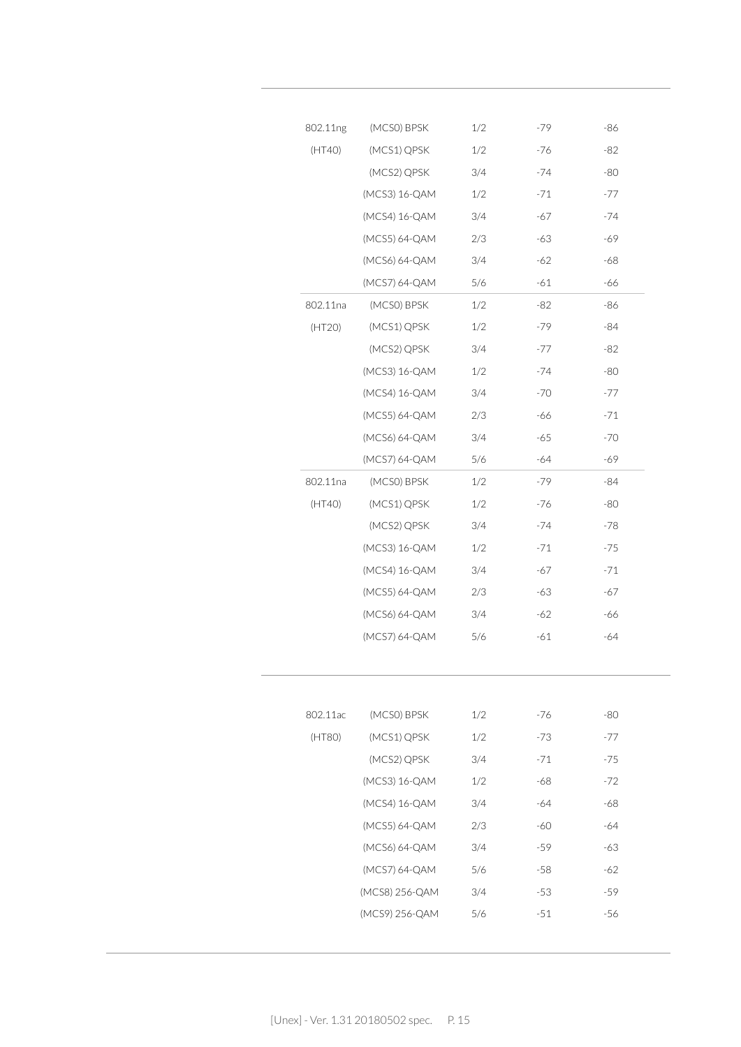| | | | | |
|---|---|---|---|---|
| 802.11ng | (MCS0) BPSK | 1/2 | -79 | -86 |
| (HT40) | (MCS1) QPSK | 1/2 | -76 | -82 |
| | (MCS2) QPSK | 3/4 | -74 | -80 |
| | (MCS3) 16-QAM | 1/2 | -71 | -77 |
| | (MCS4) 16-QAM | 3/4 | -67 | -74 |
| | (MCS5) 64-QAM | 2/3 | -63 | -69 |
| | (MCS6) 64-QAM | 3/4 | -62 | -68 |
| | (MCS7) 64-QAM | 5/6 | -61 | -66 |
| 802.11na | (MCS0) BPSK | 1/2 | -82 | -86 |
| (HT20) | (MCS1) QPSK | 1/2 | -79 | -84 |
| | (MCS2) QPSK | 3/4 | -77 | -82 |
| | (MCS3) 16-QAM | 1/2 | -74 | -80 |
| | (MCS4) 16-QAM | 3/4 | -70 | -77 |
| | (MCS5) 64-QAM | 2/3 | -66 | -71 |
| | (MCS6) 64-QAM | 3/4 | -65 | -70 |
| | (MCS7) 64-QAM | 5/6 | -64 | -69 |
| 802.11na | (MCS0) BPSK | 1/2 | -79 | -84 |
| (HT40) | (MCS1) QPSK | 1/2 | -76 | -80 |
| | (MCS2) QPSK | 3/4 | -74 | -78 |
| | (MCS3) 16-QAM | 1/2 | -71 | -75 |
| | (MCS4) 16-QAM | 3/4 | -67 | -71 |
| | (MCS5) 64-QAM | 2/3 | -63 | -67 |
| | (MCS6) 64-QAM | 3/4 | -62 | -66 |
| | (MCS7) 64-QAM | 5/6 | -61 | -64 |

| | | | | |
|---|---|---|---|---|
| 802.11ac | (MCS0) BPSK | 1/2 | -76 | -80 |
| (HT80) | (MCS1) QPSK | 1/2 | -73 | -77 |
| | (MCS2) QPSK | 3/4 | -71 | -75 |
| | (MCS3) 16-QAM | 1/2 | -68 | -72 |
| | (MCS4) 16-QAM | 3/4 | -64 | -68 |
| | (MCS5) 64-QAM | 2/3 | -60 | -64 |
| | (MCS6) 64-QAM | 3/4 | -59 | -63 |
| | (MCS7) 64-QAM | 5/6 | -58 | -62 |
| | (MCS8) 256-QAM | 3/4 | -53 | -59 |
| | (MCS9) 256-QAM | 5/6 | -51 | -56 |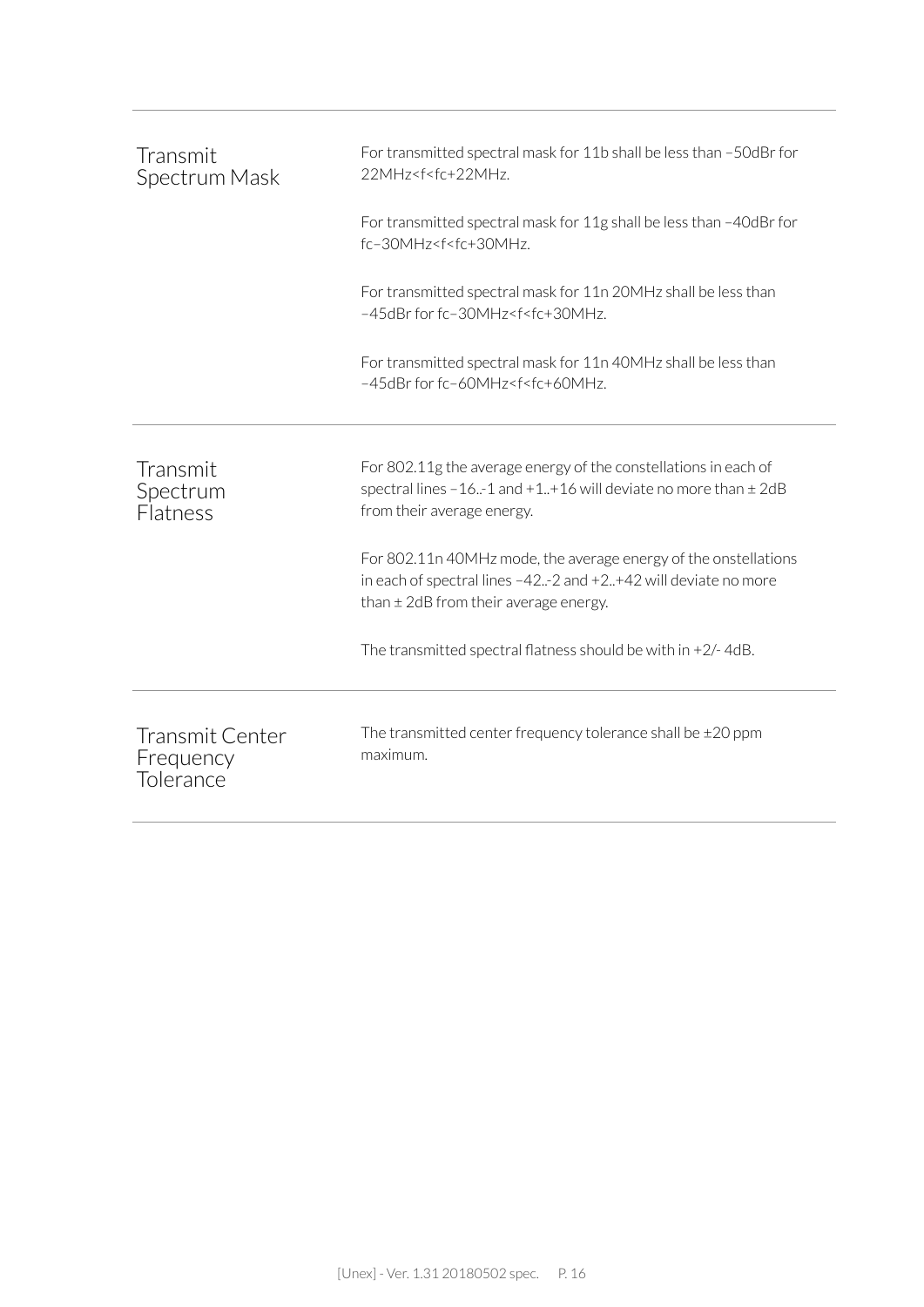| | |
|---|---|
| Transmit Spectrum Mask | For transmitted spectral mask for 11b shall be less than –50dBr for 22MHz<f<fc+22MHz.<br><br>For transmitted spectral mask for 11g shall be less than –40dBr for fc–30MHz<f<fc+30MHz.<br><br>For transmitted spectral mask for 11n 20MHz shall be less than –45dBr for fc–30MHz<f<fc+30MHz.<br><br>For transmitted spectral mask for 11n 40MHz shall be less than –45dBr for fc–60MHz<f<fc+60MHz. |
| Transmit Spectrum Flatness | For 802.11g the average energy of the constellations in each of spectral lines –16..-1 and +1..+16 will deviate no more than ± 2dB from their average energy.<br><br>For 802.11n 40MHz mode, the average energy of the onstellations in each of spectral lines –42..-2 and +2..+42 will deviate no more than ± 2dB from their average energy.<br><br>The transmitted spectral flatness should be with in +2/- 4dB. |
| Transmit Center Frequency Tolerance | The transmitted center frequency tolerance shall be ±20 ppm maximum. |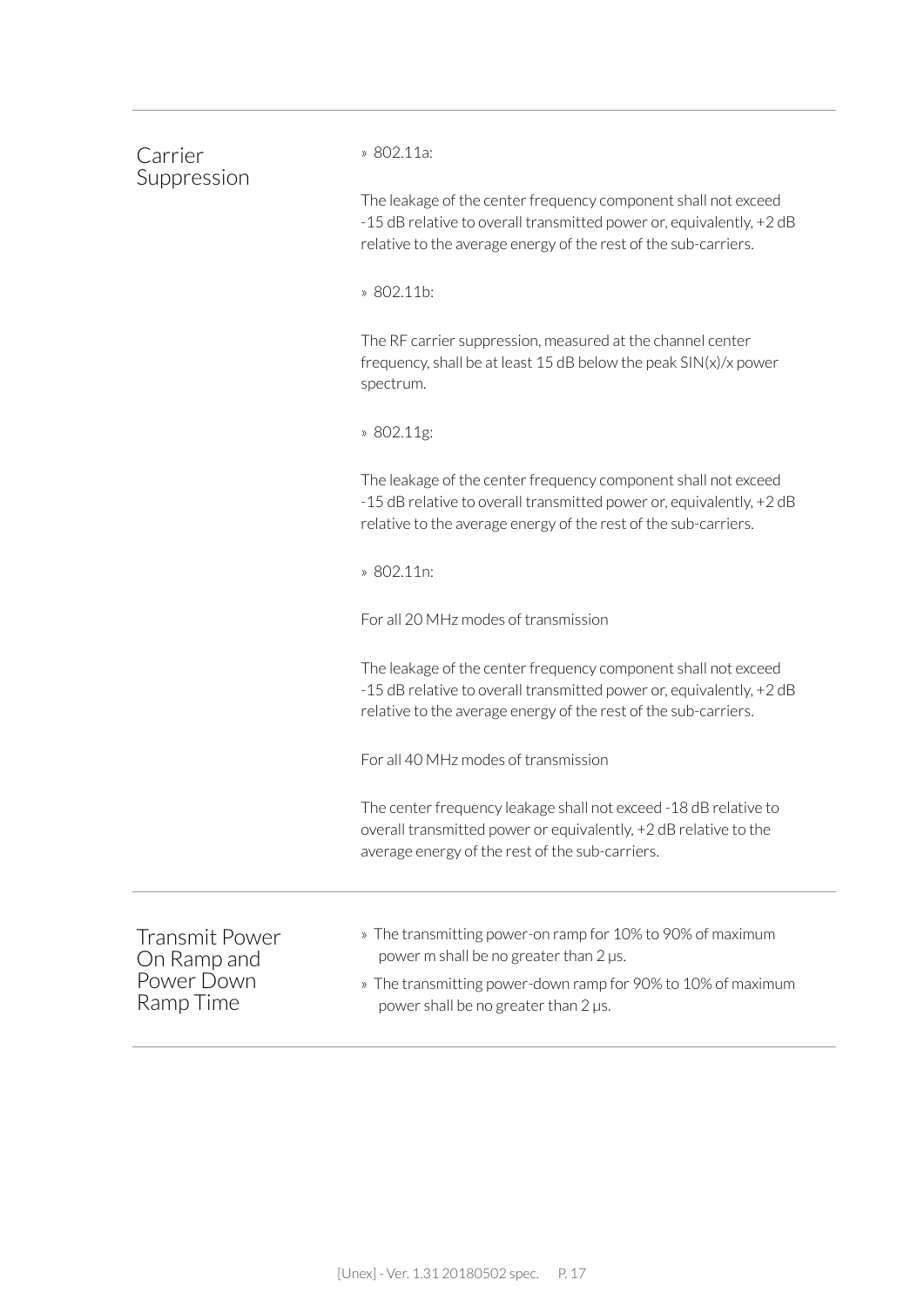## Carrier Suppression

» 802.11a:

The leakage of the center frequency component shall not exceed -15 dB relative to overall transmitted power or, equivalently, +2 dB relative to the average energy of the rest of the sub-carriers.

» 802.11b:

The RF carrier suppression, measured at the channel center frequency, shall be at least 15 dB below the peak SIN(x)/x power spectrum.

» 802.11g:

The leakage of the center frequency component shall not exceed -15 dB relative to overall transmitted power or, equivalently, +2 dB relative to the average energy of the rest of the sub-carriers.

» 802.11n:

For all 20 MHz modes of transmission

The leakage of the center frequency component shall not exceed -15 dB relative to overall transmitted power or, equivalently, +2 dB relative to the average energy of the rest of the sub-carriers.

For all 40 MHz modes of transmission

The center frequency leakage shall not exceed -18 dB relative to overall transmitted power or equivalently, +2 dB relative to the average energy of the rest of the sub-carriers.

## Transmit Power On Ramp and Power Down Ramp Time

- The transmitting power-on ramp for 10% to 90% of maximum power m shall be no greater than 2 μs.
- The transmitting power-down ramp for 90% to 10% of maximum power shall be no greater than 2 μs.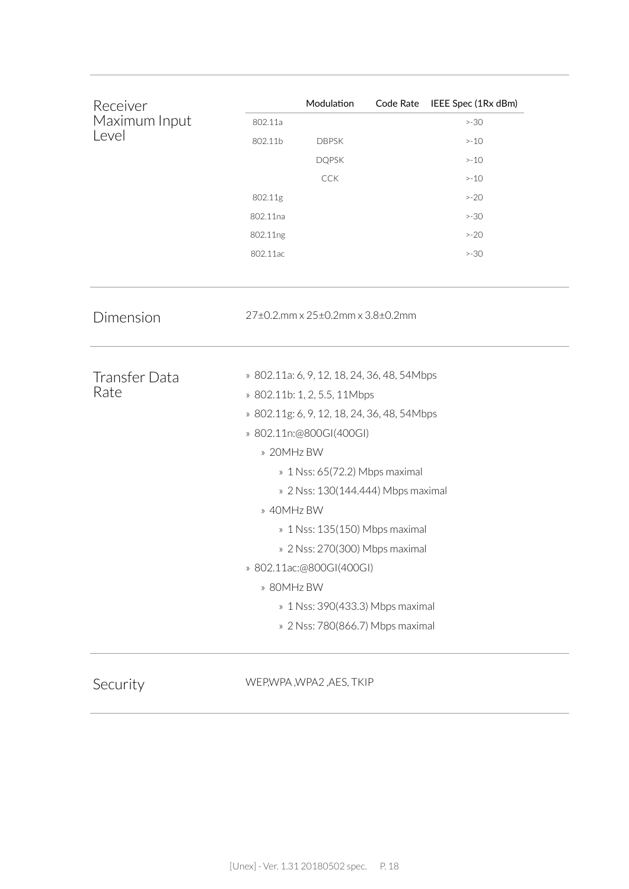## Receiver Maximum Input Level

| | Modulation | Code Rate | IEEE Spec (1Rx dBm) |
|---|---|---|---|
| 802.11a | | | >-30 |
| 802.11b | DBPSK | | >-10 |
| | DQPSK | | >-10 |
| | CCK | | >-10 |
| 802.11g | | | >-20 |
| 802.11na | | | >-30 |
| 802.11ng | | | >-20 |
| 802.11ac | | | >-30 |

## Dimension

27±0.2.mm x 25±0.2mm x 3.8±0.2mm

## Transfer Data Rate

- 802.11a: 6, 9, 12, 18, 24, 36, 48, 54Mbps
- 802.11b: 1, 2, 5.5, 11Mbps
- 802.11g: 6, 9, 12, 18, 24, 36, 48, 54Mbps
- 802.11n:@800GI(400GI)
  - 20MHz BW
    - 1 Nss: 65(72.2) Mbps maximal
    - 2 Nss: 130(144.444) Mbps maximal
  - 40MHz BW
    - 1 Nss: 135(150) Mbps maximal
    - 2 Nss: 270(300) Mbps maximal
- 802.11ac:@800GI(400GI)
  - 80MHz BW
    - 1 Nss: 390(433.3) Mbps maximal
    - 2 Nss: 780(866.7) Mbps maximal

## Security

WEP,WPA ,WPA2 ,AES, TKIP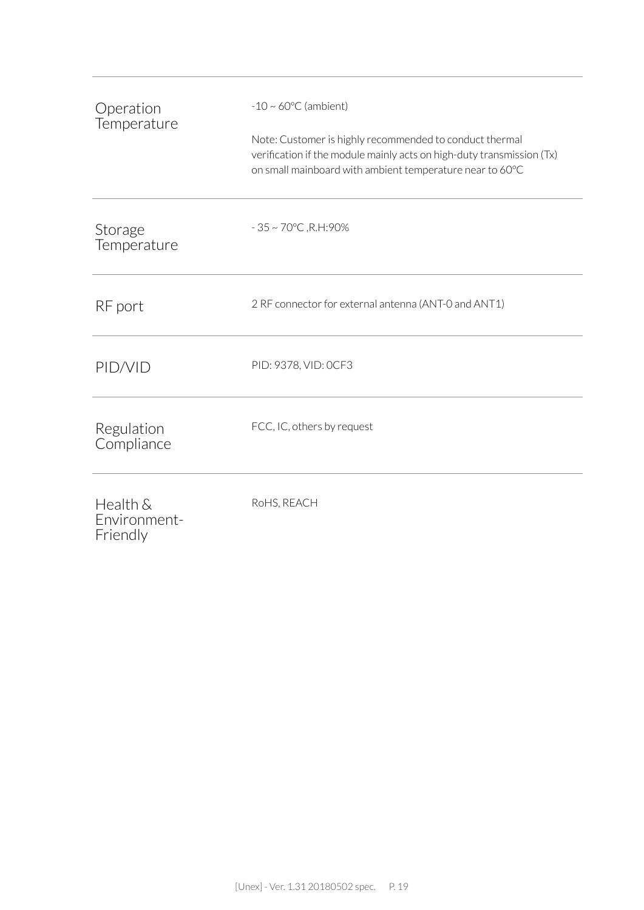| | |
|---|---|
| Operation Temperature | -10 ~ 60°C (ambient)<br><br>Note: Customer is highly recommended to conduct thermal verification if the module mainly acts on high-duty transmission (Tx) on small mainboard with ambient temperature near to 60°C |
| Storage Temperature | - 35 ~ 70°C ,R.H:90% |
| RF port | 2 RF connector for external antenna (ANT-0 and ANT1) |
| PID/VID | PID: 9378, VID: 0CF3 |
| Regulation Compliance | FCC, IC, others by request |
| Health & Environment-Friendly | RoHS, REACH |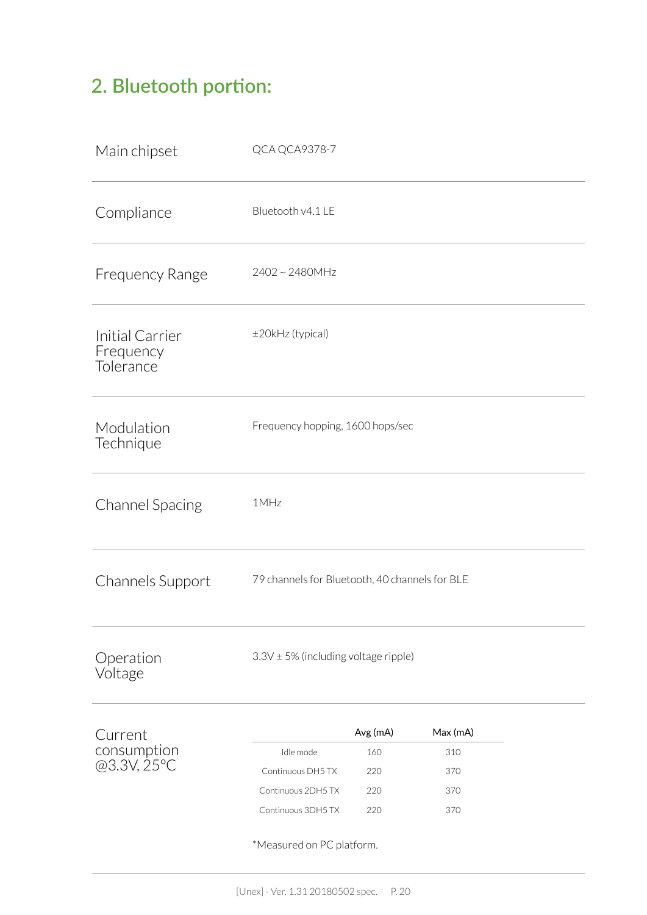## 2. Bluetooth portion:

| | |
|---|---|
| Main chipset | QCA QCA9378-7 |
| Compliance | Bluetooth v4.1 LE |
| Frequency Range | 2402 ~ 2480MHz |
| Initial Carrier Frequency Tolerance | ±20kHz (typical) |
| Modulation Technique | Frequency hopping, 1600 hops/sec |
| Channel Spacing | 1MHz |
| Channels Support | 79 channels for Bluetooth, 40 channels for BLE |
| Operation Voltage | 3.3V ± 5% (including voltage ripple) |

**Current consumption @3.3V, 25°C**

| | Avg (mA) | Max (mA) |
|---|---|---|
| Idle mode | 160 | 310 |
| Continuous DH5 TX | 220 | 370 |
| Continuous 2DH5 TX | 220 | 370 |
| Continuous 3DH5 TX | 220 | 370 |

*Measured on PC platform.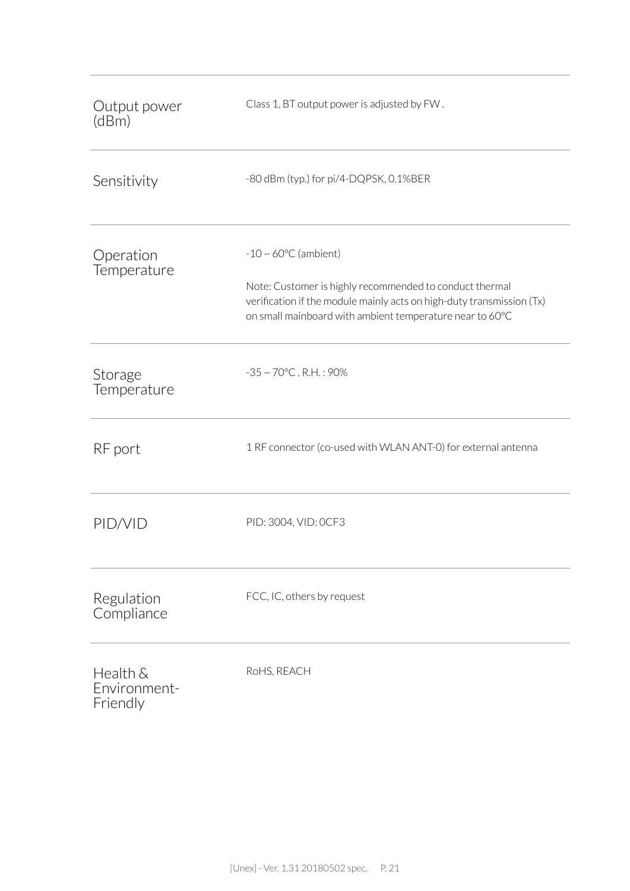| | |
|---|---|
| Output power (dBm) | Class 1, BT output power is adjusted by FW . |
| Sensitivity | -80 dBm (typ.) for pi/4-DQPSK, 0.1%BER |
| Operation Temperature | -10 ~ 60°C (ambient)<br><br>Note: Customer is highly recommended to conduct thermal verification if the module mainly acts on high-duty transmission (Tx) on small mainboard with ambient temperature near to 60°C |
| Storage Temperature | -35 ~ 70°C , R.H. : 90% |
| RF port | 1 RF connector (co-used with WLAN ANT-0) for external antenna |
| PID/VID | PID: 3004, VID: 0CF3 |
| Regulation Compliance | FCC, IC, others by request |
| Health & Environment-Friendly | RoHS, REACH |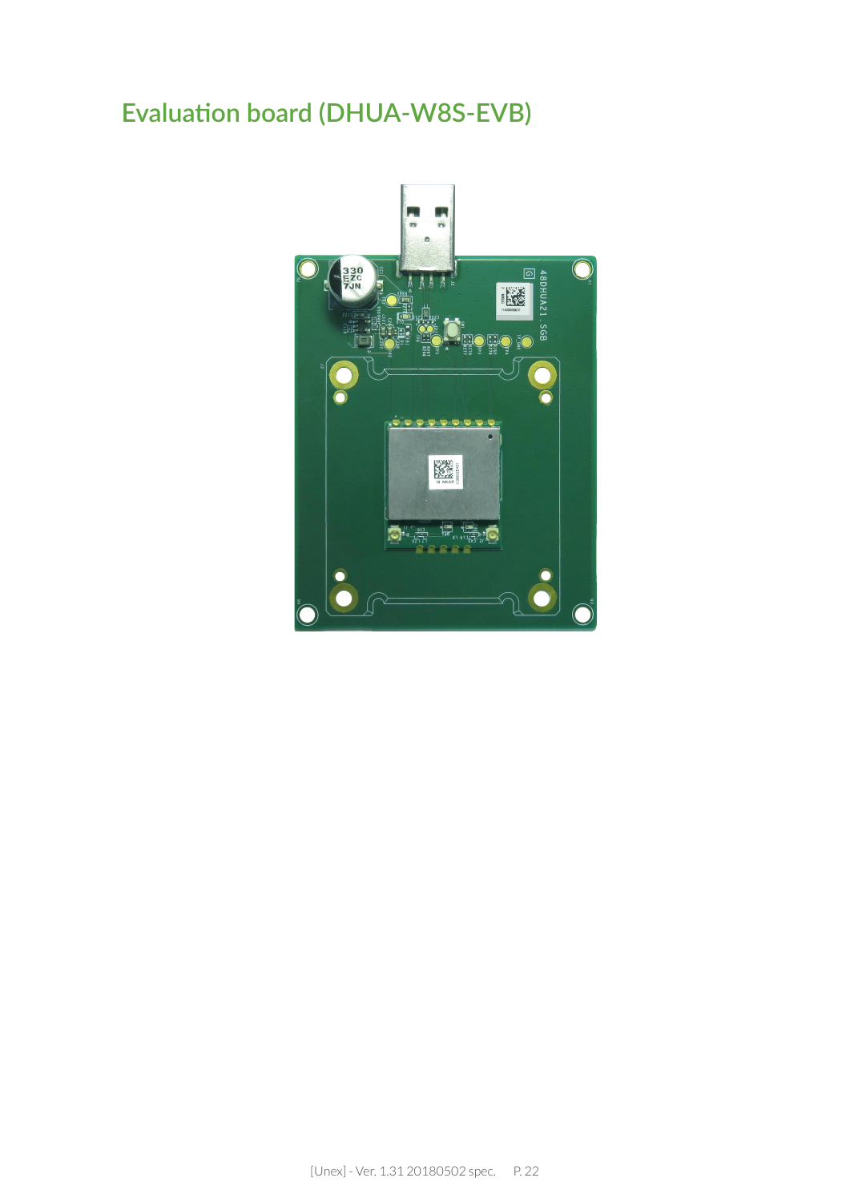# Evaluation board (DHUA-W8S-EVB)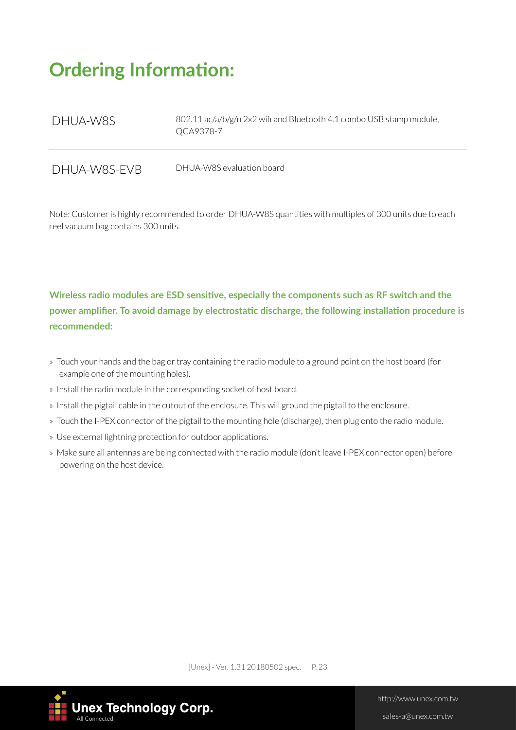# Ordering Information:

| | |
|---|---|
| DHUA-W8S | 802.11 ac/a/b/g/n 2x2 wifi and Bluetooth 4.1 combo USB stamp module, QCA9378-7 |
| DHUA-W8S-EVB | DHUA-W8S evaluation board |

Note: Customer is highly recommended to order DHUA-W8S quantities with multiples of 300 units due to each reel vacuum bag contains 300 units.

**Wireless radio modules are ESD sensitive, especially the components such as RF switch and the power amplifier. To avoid damage by electrostatic discharge, the following installation procedure is recommended:**

- Touch your hands and the bag or tray containing the radio module to a ground point on the host board (for example one of the mounting holes).
- Install the radio module in the corresponding socket of host board.
- Install the pigtail cable in the cutout of the enclosure. This will ground the pigtail to the enclosure.
- Touch the I-PEX connector of the pigtail to the mounting hole (discharge), then plug onto the radio module.
- Use external lightning protection for outdoor applications.
- Make sure all antennas are being connected with the radio module (don't leave I-PEX connector open) before powering on the host device.